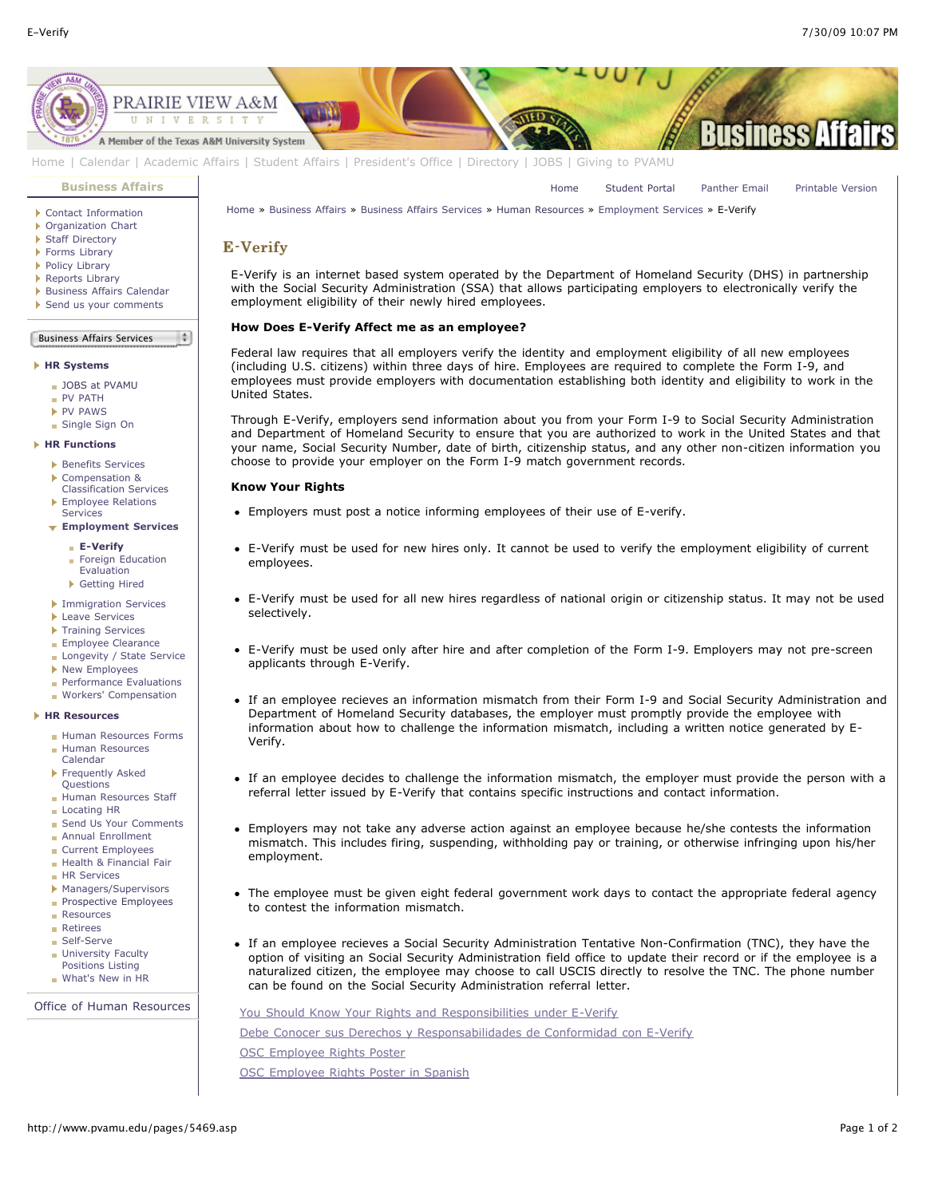Home | Calendar | Academic Affairs | Student Affairs | President's Office | Directory | JOBS | Giving to PVAMU

**Business Affairs**

- Contact Information
- Organization Chart
- Staff Directory
- Forms Library
- Policy Library
- Reports Library
- Business Affairs Calendar
- Send us your comments

Business Affairs Services

- **HR Systems**
  - JOBS at PVAMU
  - PV PATH
  - PV PAWS
  - Single Sign On
- **HR Functions**
  - Benefits Services
  - Compensation & Classification Services
  - Employee Relations Services
  - **Employment Services**
    - **E-Verify**
    - Foreign Education Evaluation
    - Getting Hired
  - Immigration Services
  - Leave Services
  - Training Services
  - Employee Clearance
  - Longevity / State Service
  - New Employees
  - Performance Evaluations
  - Workers' Compensation
- **HR Resources**
  - Human Resources Forms
  - Human Resources Calendar
  - Frequently Asked Questions
  - Human Resources Staff
  - Locating HR
  - Send Us Your Comments
  - Annual Enrollment
  - Current Employees
  - Health & Financial Fair
  - HR Services
  - Managers/Supervisors
  - Prospective Employees
  - Resources
  - Retirees
  - Self-Serve
  - University Faculty Positions Listing
  - What's New in HR

Office of Human Resources

Home | Student Portal | Panther Email | Printable Version

Home » Business Affairs » Business Affairs Services » Human Resources » Employment Services » E-Verify

# E-Verify

E-Verify is an internet based system operated by the Department of Homeland Security (DHS) in partnership with the Social Security Administration (SSA) that allows participating employers to electronically verify the employment eligibility of their newly hired employees.

**How Does E-Verify Affect me as an employee?**

Federal law requires that all employers verify the identity and employment eligibility of all new employees (including U.S. citizens) within three days of hire. Employees are required to complete the Form I-9, and employees must provide employers with documentation establishing both identity and eligibility to work in the United States.

Through E-Verify, employers send information about you from your Form I-9 to Social Security Administration and Department of Homeland Security to ensure that you are authorized to work in the United States and that your name, Social Security Number, date of birth, citizenship status, and any other non-citizen information you choose to provide your employer on the Form I-9 match government records.

**Know Your Rights**

- Employers must post a notice informing employees of their use of E-verify.
- E-Verify must be used for new hires only. It cannot be used to verify the employment eligibility of current employees.
- E-Verify must be used for all new hires regardless of national origin or citizenship status. It may not be used selectively.
- E-Verify must be used only after hire and after completion of the Form I-9. Employers may not pre-screen applicants through E-Verify.
- If an employee recieves an information mismatch from their Form I-9 and Social Security Administration and Department of Homeland Security databases, the employer must promptly provide the employee with information about how to challenge the information mismatch, including a written notice generated by E-Verify.
- If an employee decides to challenge the information mismatch, the employer must provide the person with a referral letter issued by E-Verify that contains specific instructions and contact information.
- Employers may not take any adverse action against an employee because he/she contests the information mismatch. This includes firing, suspending, withholding pay or training, or otherwise infringing upon his/her employment.
- The employee must be given eight federal government work days to contact the appropriate federal agency to contest the information mismatch.
- If an employee recieves a Social Security Administration Tentative Non-Confirmation (TNC), they have the option of visiting an Social Security Administration field office to update their record or if the employee is a naturalized citizen, the employee may choose to call USCIS directly to resolve the TNC. The phone number can be found on the Social Security Administration referral letter.

You Should Know Your Rights and Responsibilities under E-Verify

Debe Conocer sus Derechos y Responsabilidades de Conformidad con E-Verify

OSC Employee Rights Poster

OSC Employee Rights Poster in Spanish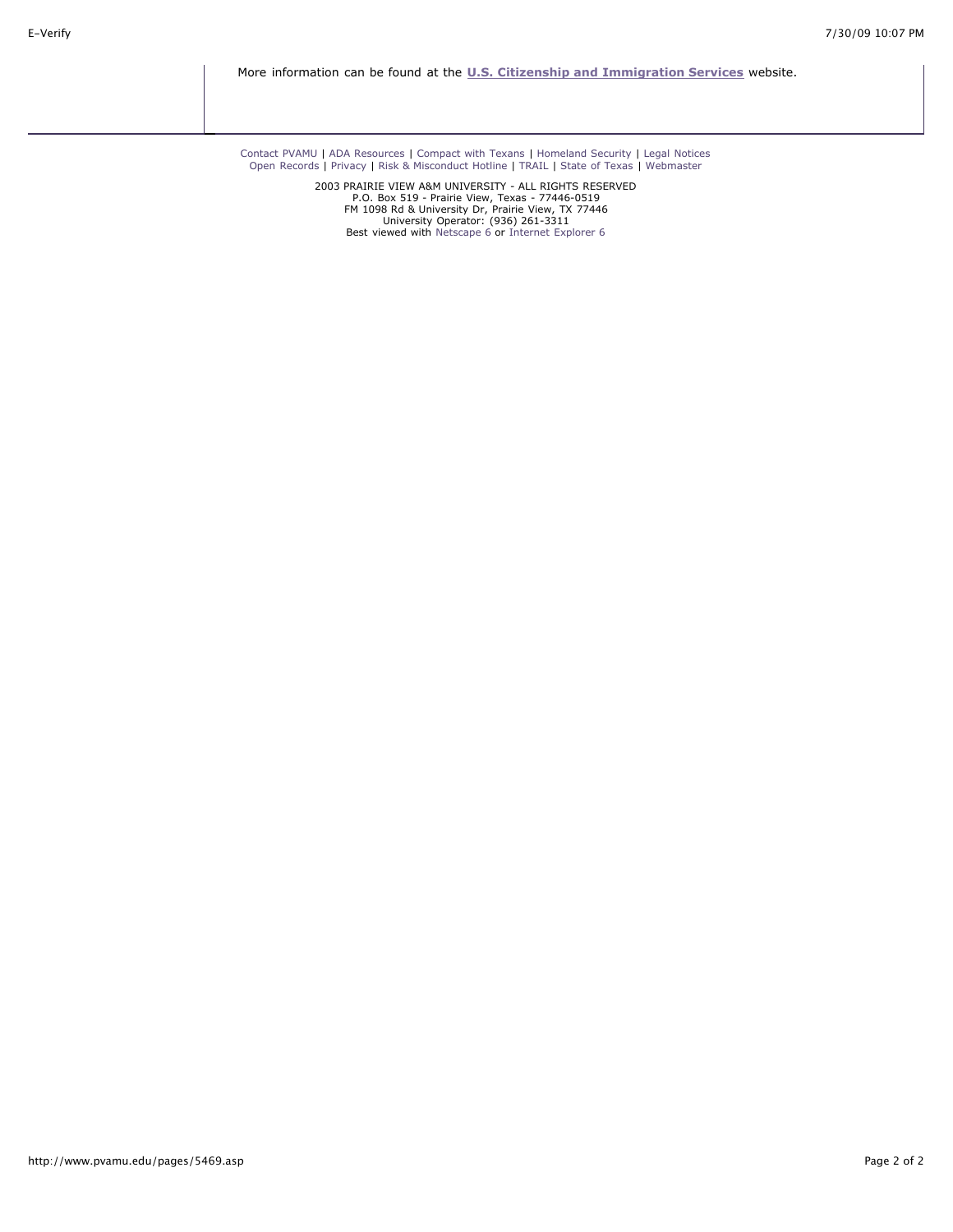More information can be found at the **U.S. Citizenship and Immigration Services** website.

Contact PVAMU | ADA Resources | Compact with Texans | Homeland Security | Legal Notices
Open Records | Privacy | Risk & Misconduct Hotline | TRAIL | State of Texas | Webmaster

2003 PRAIRIE VIEW A&M UNIVERSITY - ALL RIGHTS RESERVED
P.O. Box 519 - Prairie View, Texas - 77446-0519
FM 1098 Rd & University Dr, Prairie View, TX 77446
University Operator: (936) 261-3311
Best viewed with Netscape 6 or Internet Explorer 6